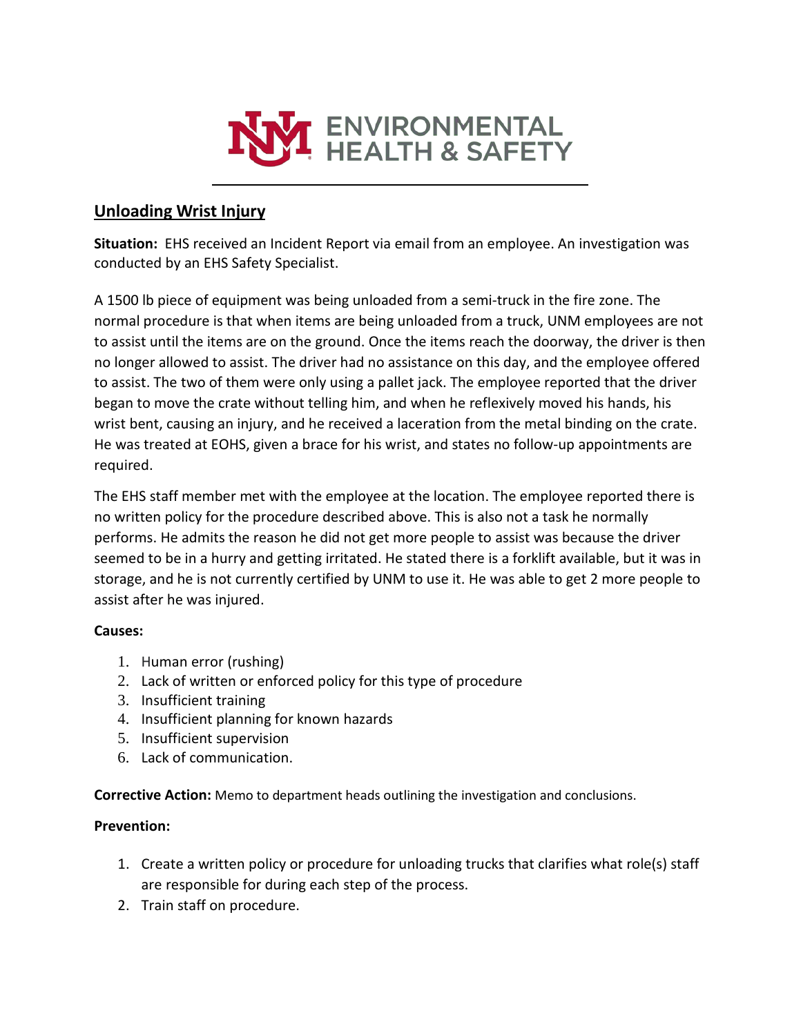# UNM ENVIRONMENTAL HEALTH & SAFETY

## Unloading Wrist Injury

**Situation:** EHS received an Incident Report via email from an employee. An investigation was conducted by an EHS Safety Specialist.

A 1500 lb piece of equipment was being unloaded from a semi-truck in the fire zone. The normal procedure is that when items are being unloaded from a truck, UNM employees are not to assist until the items are on the ground. Once the items reach the doorway, the driver is then no longer allowed to assist. The driver had no assistance on this day, and the employee offered to assist. The two of them were only using a pallet jack. The employee reported that the driver began to move the crate without telling him, and when he reflexively moved his hands, his wrist bent, causing an injury, and he received a laceration from the metal binding on the crate. He was treated at EOHS, given a brace for his wrist, and states no follow-up appointments are required.

The EHS staff member met with the employee at the location. The employee reported there is no written policy for the procedure described above. This is also not a task he normally performs. He admits the reason he did not get more people to assist was because the driver seemed to be in a hurry and getting irritated. He stated there is a forklift available, but it was in storage, and he is not currently certified by UNM to use it. He was able to get 2 more people to assist after he was injured.

**Causes:**

1. Human error (rushing)
2. Lack of written or enforced policy for this type of procedure
3. Insufficient training
4. Insufficient planning for known hazards
5. Insufficient supervision
6. Lack of communication.

**Corrective Action:** Memo to department heads outlining the investigation and conclusions.

**Prevention:**

1. Create a written policy or procedure for unloading trucks that clarifies what role(s) staff are responsible for during each step of the process.
2. Train staff on procedure.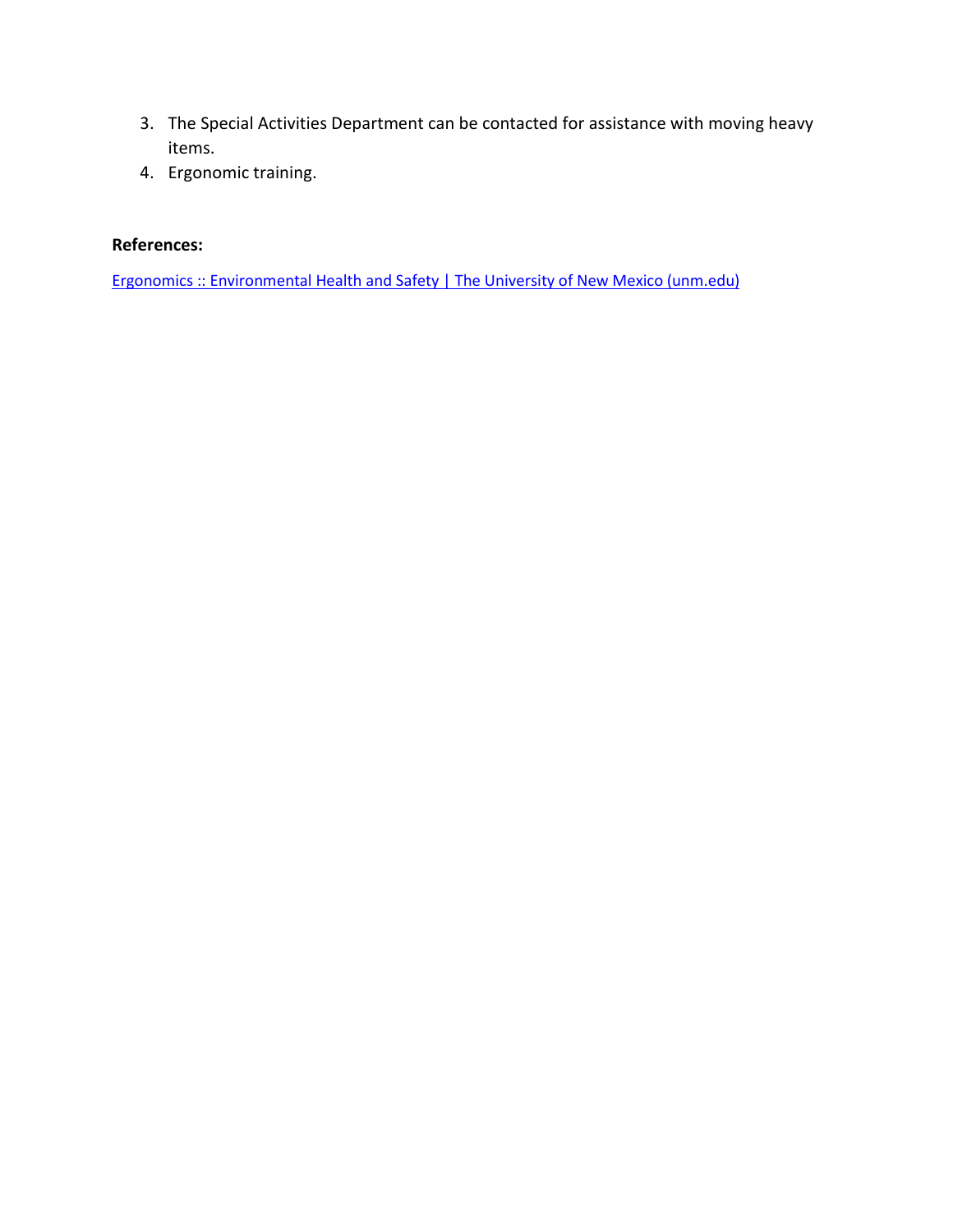3. The Special Activities Department can be contacted for assistance with moving heavy items.
4. Ergonomic training.

**References:**

[Ergonomics :: Environmental Health and Safety | The University of New Mexico (unm.edu)]()